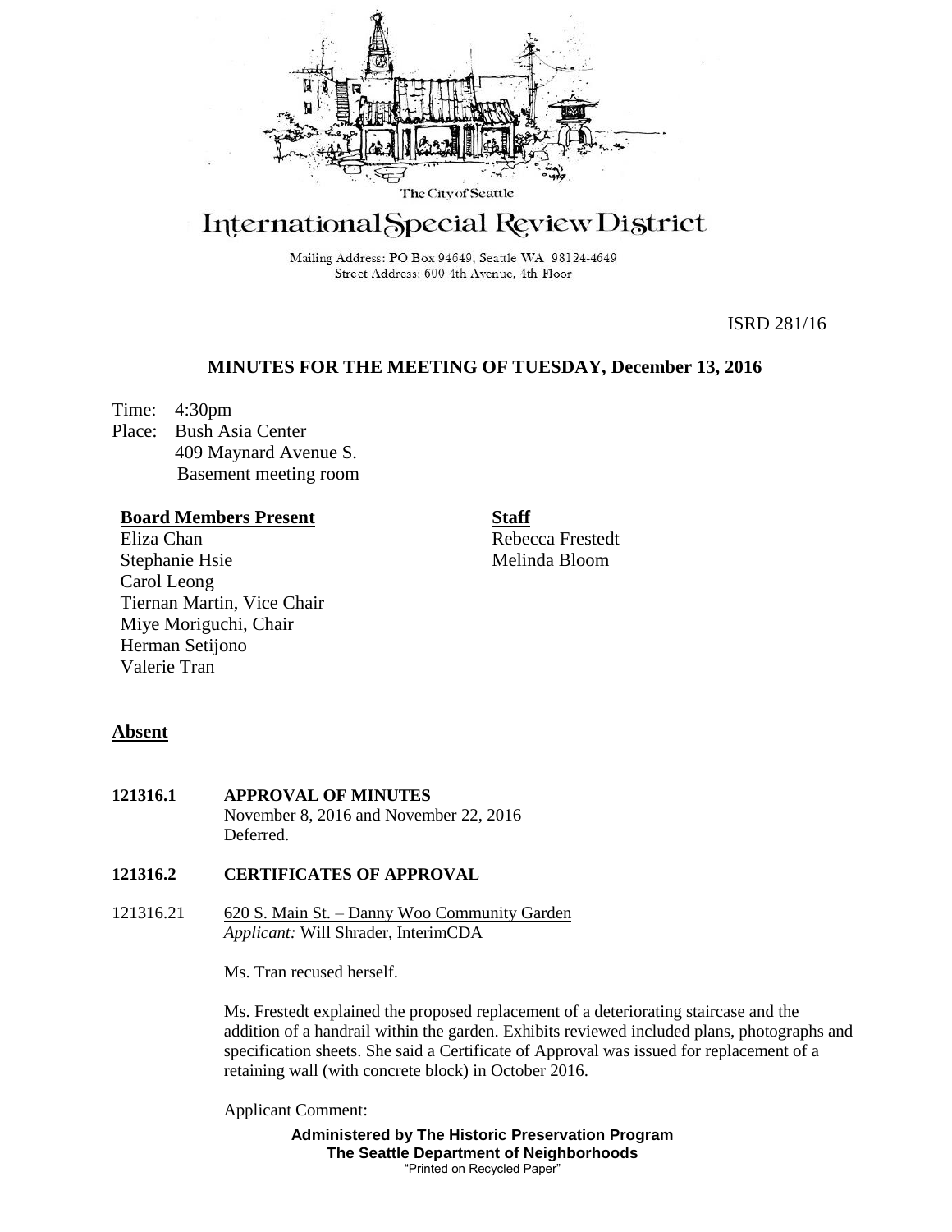The City of Seattle

# International Special Review District

Mailing Address: PO Box 94649, Seattle WA 98124-4649
Street Address: 600 4th Avenue, 4th Floor

ISRD 281/16

## MINUTES FOR THE MEETING OF TUESDAY, December 13, 2016

Time: 4:30pm
Place: Bush Asia Center
409 Maynard Avenue S.
Basement meeting room

**Board Members Present**
Eliza Chan
Stephanie Hsie
Carol Leong
Tiernan Martin, Vice Chair
Miye Moriguchi, Chair
Herman Setijono
Valerie Tran

**Staff**
Rebecca Frestedt
Melinda Bloom

**Absent**

**121316.1 APPROVAL OF MINUTES**
November 8, 2016 and November 22, 2016
Deferred.

**121316.2 CERTIFICATES OF APPROVAL**

121316.21 620 S. Main St. – Danny Woo Community Garden
*Applicant:* Will Shrader, InterimCDA

Ms. Tran recused herself.

Ms. Frestedt explained the proposed replacement of a deteriorating staircase and the addition of a handrail within the garden. Exhibits reviewed included plans, photographs and specification sheets. She said a Certificate of Approval was issued for replacement of a retaining wall (with concrete block) in October 2016.

Applicant Comment: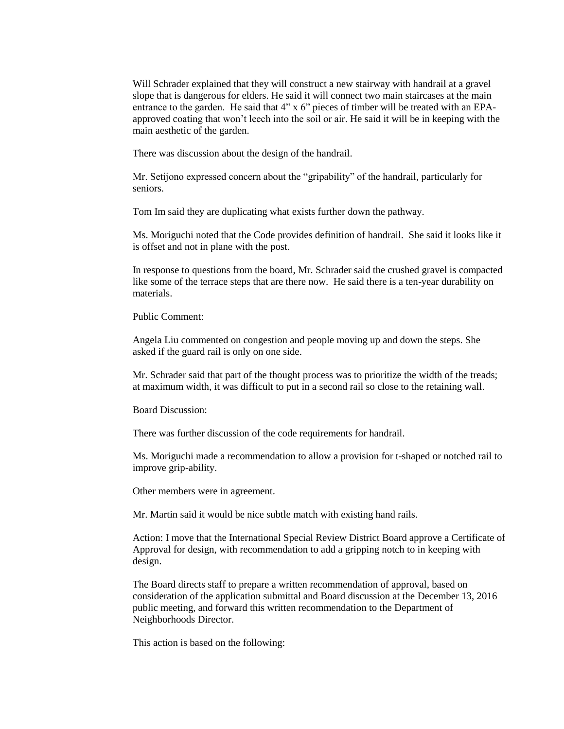Will Schrader explained that they will construct a new stairway with handrail at a gravel slope that is dangerous for elders. He said it will connect two main staircases at the main entrance to the garden. He said that 4" x 6" pieces of timber will be treated with an EPA-approved coating that won't leech into the soil or air. He said it will be in keeping with the main aesthetic of the garden.

There was discussion about the design of the handrail.

Mr. Setijono expressed concern about the "gripability" of the handrail, particularly for seniors.

Tom Im said they are duplicating what exists further down the pathway.

Ms. Moriguchi noted that the Code provides definition of handrail. She said it looks like it is offset and not in plane with the post.

In response to questions from the board, Mr. Schrader said the crushed gravel is compacted like some of the terrace steps that are there now. He said there is a ten-year durability on materials.

Public Comment:

Angela Liu commented on congestion and people moving up and down the steps. She asked if the guard rail is only on one side.

Mr. Schrader said that part of the thought process was to prioritize the width of the treads; at maximum width, it was difficult to put in a second rail so close to the retaining wall.

Board Discussion:

There was further discussion of the code requirements for handrail.

Ms. Moriguchi made a recommendation to allow a provision for t-shaped or notched rail to improve grip-ability.

Other members were in agreement.

Mr. Martin said it would be nice subtle match with existing hand rails.

Action: I move that the International Special Review District Board approve a Certificate of Approval for design, with recommendation to add a gripping notch to in keeping with design.

The Board directs staff to prepare a written recommendation of approval, based on consideration of the application submittal and Board discussion at the December 13, 2016 public meeting, and forward this written recommendation to the Department of Neighborhoods Director.

This action is based on the following: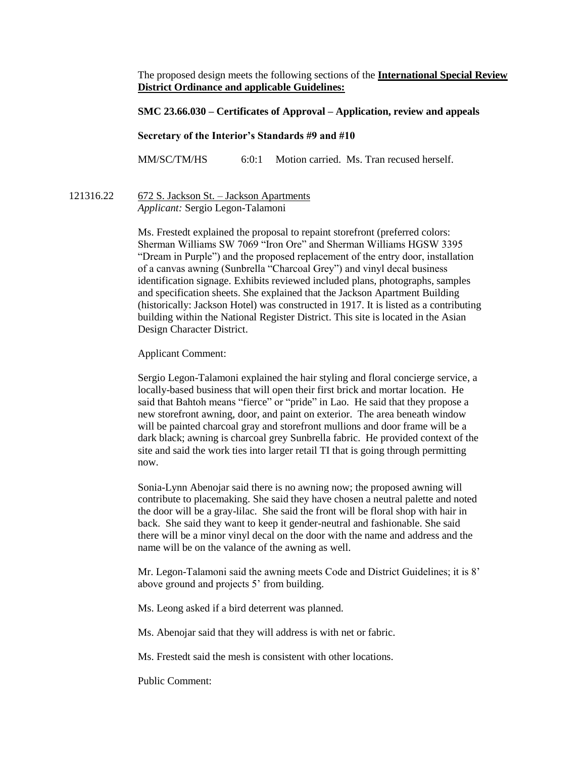The proposed design meets the following sections of the **International Special Review District Ordinance and applicable Guidelines:**

**SMC 23.66.030 – Certificates of Approval – Application, review and appeals**

**Secretary of the Interior's Standards #9 and #10**

MM/SC/TM/HS 6:0:1 Motion carried. Ms. Tran recused herself.

121316.22 672 S. Jackson St. – Jackson Apartments
*Applicant:* Sergio Legon-Talamoni

Ms. Frestedt explained the proposal to repaint storefront (preferred colors: Sherman Williams SW 7069 "Iron Ore" and Sherman Williams HGSW 3395 "Dream in Purple") and the proposed replacement of the entry door, installation of a canvas awning (Sunbrella "Charcoal Grey") and vinyl decal business identification signage. Exhibits reviewed included plans, photographs, samples and specification sheets. She explained that the Jackson Apartment Building (historically: Jackson Hotel) was constructed in 1917. It is listed as a contributing building within the National Register District. This site is located in the Asian Design Character District.

Applicant Comment:

Sergio Legon-Talamoni explained the hair styling and floral concierge service, a locally-based business that will open their first brick and mortar location. He said that Bahtoh means "fierce" or "pride" in Lao. He said that they propose a new storefront awning, door, and paint on exterior. The area beneath window will be painted charcoal gray and storefront mullions and door frame will be a dark black; awning is charcoal grey Sunbrella fabric. He provided context of the site and said the work ties into larger retail TI that is going through permitting now.

Sonia-Lynn Abenojar said there is no awning now; the proposed awning will contribute to placemaking. She said they have chosen a neutral palette and noted the door will be a gray-lilac. She said the front will be floral shop with hair in back. She said they want to keep it gender-neutral and fashionable. She said there will be a minor vinyl decal on the door with the name and address and the name will be on the valance of the awning as well.

Mr. Legon-Talamoni said the awning meets Code and District Guidelines; it is 8' above ground and projects 5' from building.

Ms. Leong asked if a bird deterrent was planned.

Ms. Abenojar said that they will address is with net or fabric.

Ms. Frestedt said the mesh is consistent with other locations.

Public Comment: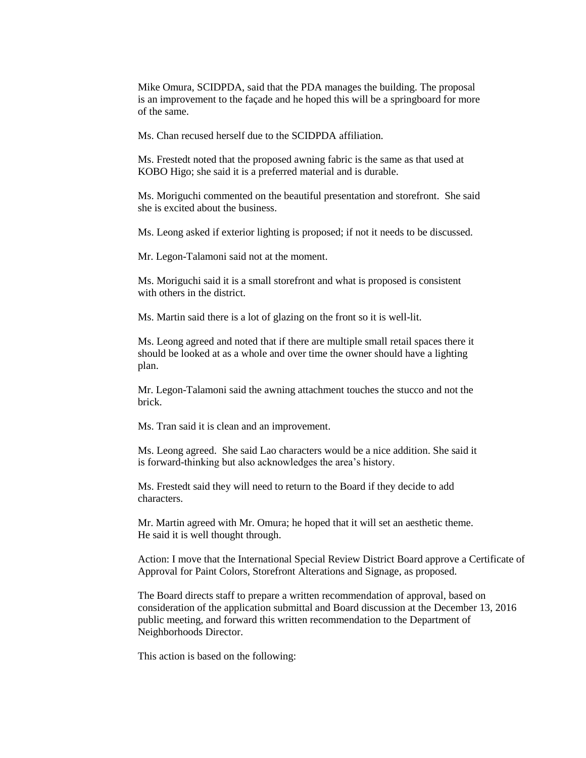Mike Omura, SCIDPDA, said that the PDA manages the building. The proposal is an improvement to the façade and he hoped this will be a springboard for more of the same.

Ms. Chan recused herself due to the SCIDPDA affiliation.

Ms. Frestedt noted that the proposed awning fabric is the same as that used at KOBO Higo; she said it is a preferred material and is durable.

Ms. Moriguchi commented on the beautiful presentation and storefront. She said she is excited about the business.

Ms. Leong asked if exterior lighting is proposed; if not it needs to be discussed.

Mr. Legon-Talamoni said not at the moment.

Ms. Moriguchi said it is a small storefront and what is proposed is consistent with others in the district.

Ms. Martin said there is a lot of glazing on the front so it is well-lit.

Ms. Leong agreed and noted that if there are multiple small retail spaces there it should be looked at as a whole and over time the owner should have a lighting plan.

Mr. Legon-Talamoni said the awning attachment touches the stucco and not the brick.

Ms. Tran said it is clean and an improvement.

Ms. Leong agreed. She said Lao characters would be a nice addition. She said it is forward-thinking but also acknowledges the area's history.

Ms. Frestedt said they will need to return to the Board if they decide to add characters.

Mr. Martin agreed with Mr. Omura; he hoped that it will set an aesthetic theme. He said it is well thought through.

Action: I move that the International Special Review District Board approve a Certificate of Approval for Paint Colors, Storefront Alterations and Signage, as proposed.

The Board directs staff to prepare a written recommendation of approval, based on consideration of the application submittal and Board discussion at the December 13, 2016 public meeting, and forward this written recommendation to the Department of Neighborhoods Director.

This action is based on the following: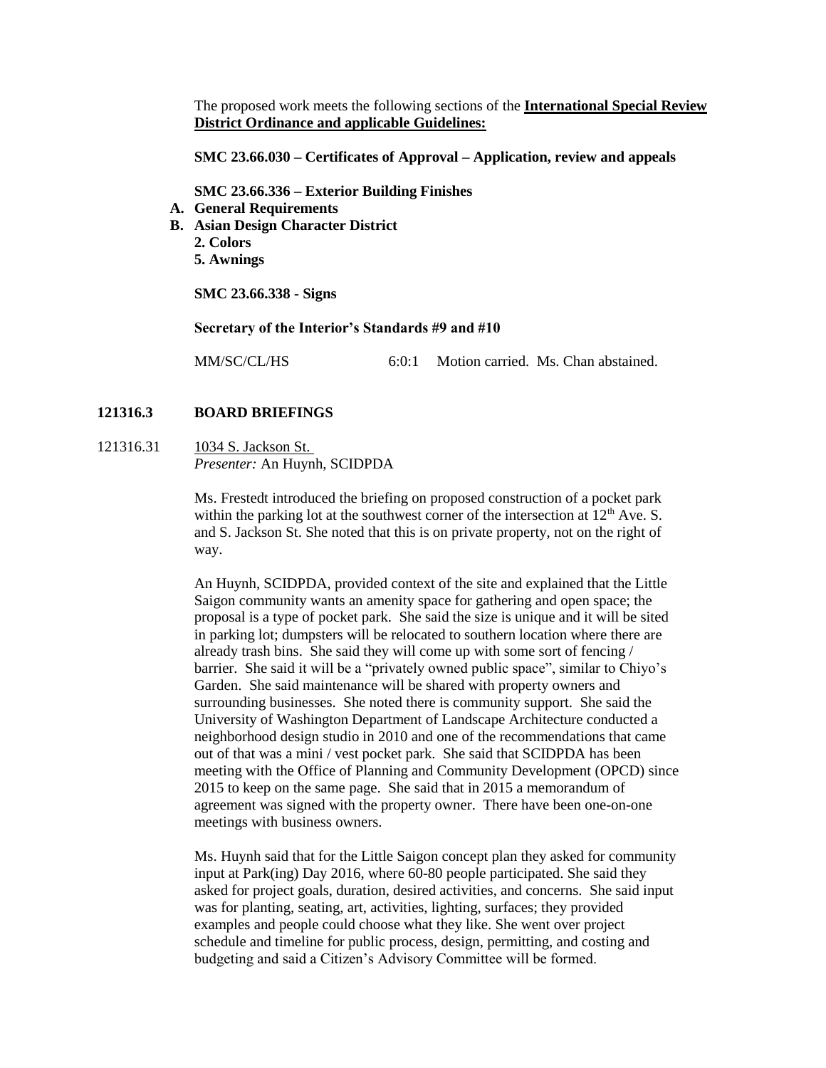The proposed work meets the following sections of the **International Special Review District Ordinance and applicable Guidelines:**

**SMC 23.66.030 – Certificates of Approval – Application, review and appeals**

**SMC 23.66.336 – Exterior Building Finishes**

**A. General Requirements**

**B. Asian Design Character District**

**2. Colors**

**5. Awnings**

**SMC 23.66.338 - Signs**

**Secretary of the Interior's Standards #9 and #10**

MM/SC/CL/HS 6:0:1 Motion carried. Ms. Chan abstained.

## 121316.3 BOARD BRIEFINGS

121316.31 1034 S. Jackson St.
*Presenter:* An Huynh, SCIDPDA

Ms. Frestedt introduced the briefing on proposed construction of a pocket park within the parking lot at the southwest corner of the intersection at 12th Ave. S. and S. Jackson St. She noted that this is on private property, not on the right of way.

An Huynh, SCIDPDA, provided context of the site and explained that the Little Saigon community wants an amenity space for gathering and open space; the proposal is a type of pocket park. She said the size is unique and it will be sited in parking lot; dumpsters will be relocated to southern location where there are already trash bins. She said they will come up with some sort of fencing / barrier. She said it will be a "privately owned public space", similar to Chiyo's Garden. She said maintenance will be shared with property owners and surrounding businesses. She noted there is community support. She said the University of Washington Department of Landscape Architecture conducted a neighborhood design studio in 2010 and one of the recommendations that came out of that was a mini / vest pocket park. She said that SCIDPDA has been meeting with the Office of Planning and Community Development (OPCD) since 2015 to keep on the same page. She said that in 2015 a memorandum of agreement was signed with the property owner. There have been one-on-one meetings with business owners.

Ms. Huynh said that for the Little Saigon concept plan they asked for community input at Park(ing) Day 2016, where 60-80 people participated. She said they asked for project goals, duration, desired activities, and concerns. She said input was for planting, seating, art, activities, lighting, surfaces; they provided examples and people could choose what they like. She went over project schedule and timeline for public process, design, permitting, and costing and budgeting and said a Citizen's Advisory Committee will be formed.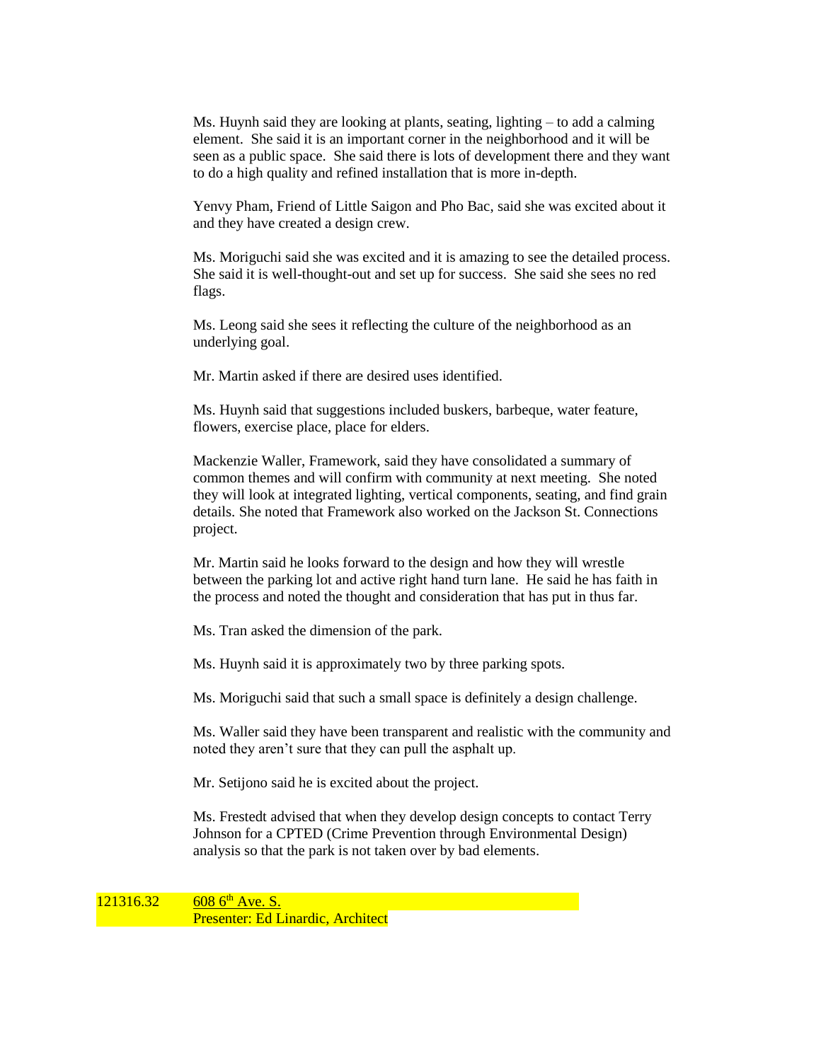Ms. Huynh said they are looking at plants, seating, lighting – to add a calming element. She said it is an important corner in the neighborhood and it will be seen as a public space. She said there is lots of development there and they want to do a high quality and refined installation that is more in-depth.

Yenvy Pham, Friend of Little Saigon and Pho Bac, said she was excited about it and they have created a design crew.

Ms. Moriguchi said she was excited and it is amazing to see the detailed process. She said it is well-thought-out and set up for success. She said she sees no red flags.

Ms. Leong said she sees it reflecting the culture of the neighborhood as an underlying goal.

Mr. Martin asked if there are desired uses identified.

Ms. Huynh said that suggestions included buskers, barbeque, water feature, flowers, exercise place, place for elders.

Mackenzie Waller, Framework, said they have consolidated a summary of common themes and will confirm with community at next meeting. She noted they will look at integrated lighting, vertical components, seating, and find grain details. She noted that Framework also worked on the Jackson St. Connections project.

Mr. Martin said he looks forward to the design and how they will wrestle between the parking lot and active right hand turn lane. He said he has faith in the process and noted the thought and consideration that has put in thus far.

Ms. Tran asked the dimension of the park.

Ms. Huynh said it is approximately two by three parking spots.

Ms. Moriguchi said that such a small space is definitely a design challenge.

Ms. Waller said they have been transparent and realistic with the community and noted they aren't sure that they can pull the asphalt up.

Mr. Setijono said he is excited about the project.

Ms. Frestedt advised that when they develop design concepts to contact Terry Johnson for a CPTED (Crime Prevention through Environmental Design) analysis so that the park is not taken over by bad elements.

121316.32 608 6th Ave. S.
Presenter: Ed Linardic, Architect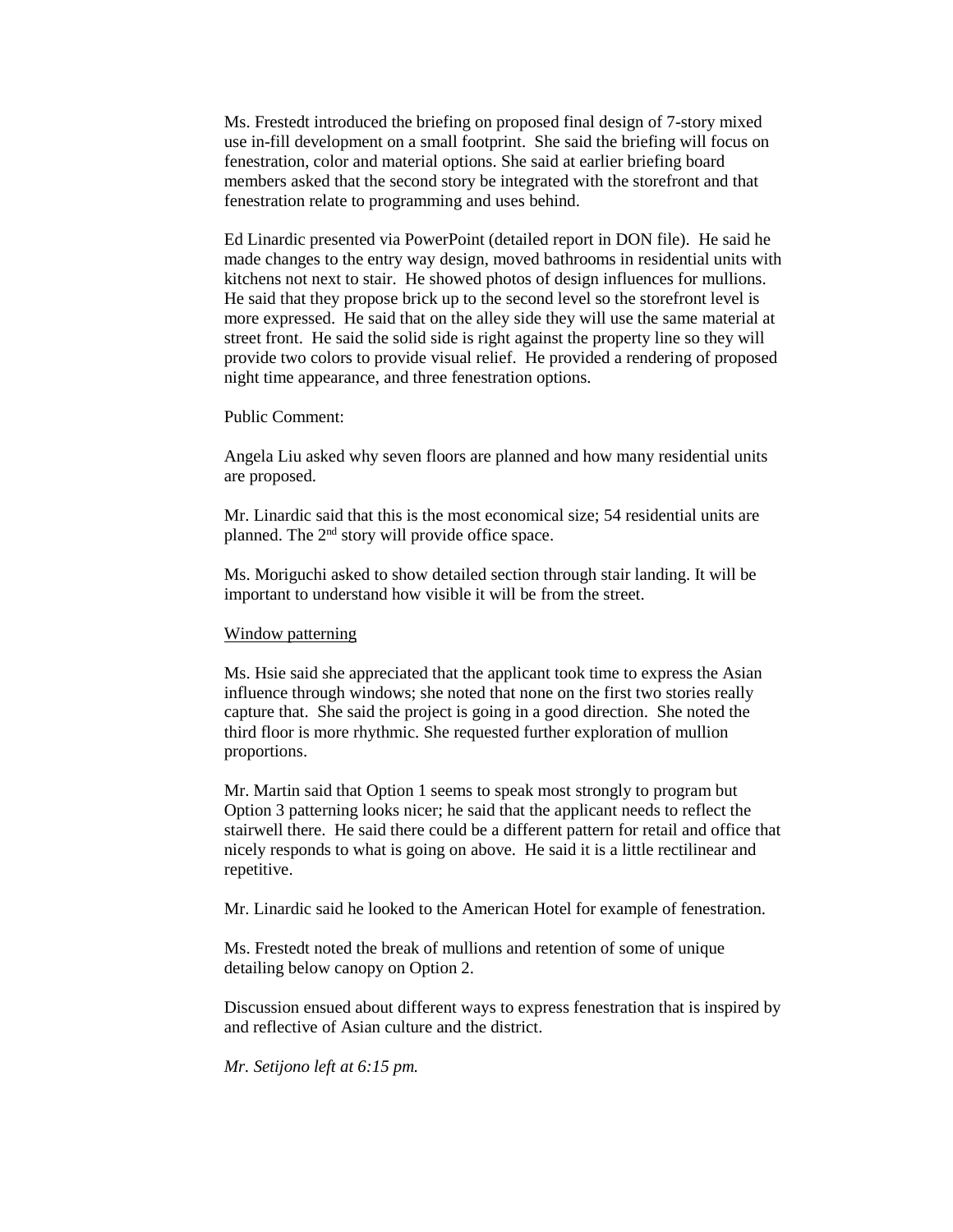Ms. Frestedt introduced the briefing on proposed final design of 7-story mixed use in-fill development on a small footprint. She said the briefing will focus on fenestration, color and material options. She said at earlier briefing board members asked that the second story be integrated with the storefront and that fenestration relate to programming and uses behind.

Ed Linardic presented via PowerPoint (detailed report in DON file). He said he made changes to the entry way design, moved bathrooms in residential units with kitchens not next to stair. He showed photos of design influences for mullions. He said that they propose brick up to the second level so the storefront level is more expressed. He said that on the alley side they will use the same material at street front. He said the solid side is right against the property line so they will provide two colors to provide visual relief. He provided a rendering of proposed night time appearance, and three fenestration options.

Public Comment:

Angela Liu asked why seven floors are planned and how many residential units are proposed.

Mr. Linardic said that this is the most economical size; 54 residential units are planned. The 2nd story will provide office space.

Ms. Moriguchi asked to show detailed section through stair landing. It will be important to understand how visible it will be from the street.

Window patterning

Ms. Hsie said she appreciated that the applicant took time to express the Asian influence through windows; she noted that none on the first two stories really capture that. She said the project is going in a good direction. She noted the third floor is more rhythmic. She requested further exploration of mullion proportions.

Mr. Martin said that Option 1 seems to speak most strongly to program but Option 3 patterning looks nicer; he said that the applicant needs to reflect the stairwell there. He said there could be a different pattern for retail and office that nicely responds to what is going on above. He said it is a little rectilinear and repetitive.

Mr. Linardic said he looked to the American Hotel for example of fenestration.

Ms. Frestedt noted the break of mullions and retention of some of unique detailing below canopy on Option 2.

Discussion ensued about different ways to express fenestration that is inspired by and reflective of Asian culture and the district.

*Mr. Setijono left at 6:15 pm.*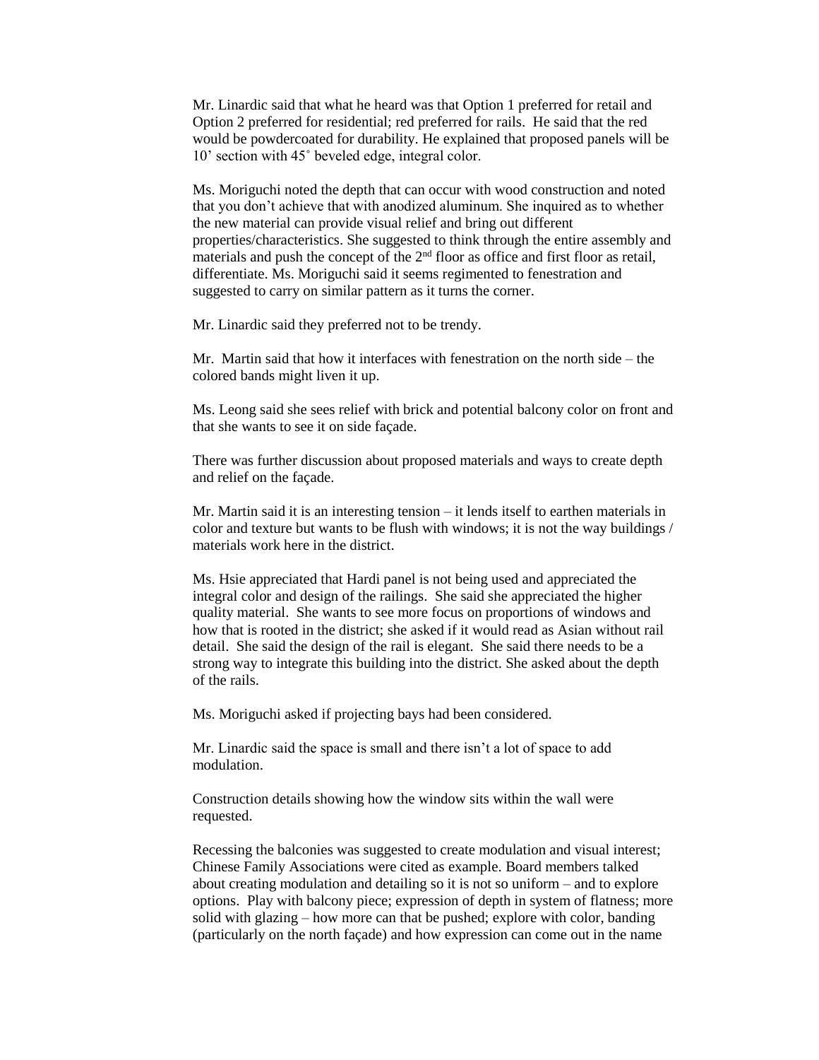Mr. Linardic said that what he heard was that Option 1 preferred for retail and Option 2 preferred for residential; red preferred for rails. He said that the red would be powdercoated for durability. He explained that proposed panels will be 10' section with 45˚ beveled edge, integral color.

Ms. Moriguchi noted the depth that can occur with wood construction and noted that you don't achieve that with anodized aluminum. She inquired as to whether the new material can provide visual relief and bring out different properties/characteristics. She suggested to think through the entire assembly and materials and push the concept of the 2nd floor as office and first floor as retail, differentiate. Ms. Moriguchi said it seems regimented to fenestration and suggested to carry on similar pattern as it turns the corner.

Mr. Linardic said they preferred not to be trendy.

Mr. Martin said that how it interfaces with fenestration on the north side – the colored bands might liven it up.

Ms. Leong said she sees relief with brick and potential balcony color on front and that she wants to see it on side façade.

There was further discussion about proposed materials and ways to create depth and relief on the façade.

Mr. Martin said it is an interesting tension – it lends itself to earthen materials in color and texture but wants to be flush with windows; it is not the way buildings / materials work here in the district.

Ms. Hsie appreciated that Hardi panel is not being used and appreciated the integral color and design of the railings. She said she appreciated the higher quality material. She wants to see more focus on proportions of windows and how that is rooted in the district; she asked if it would read as Asian without rail detail. She said the design of the rail is elegant. She said there needs to be a strong way to integrate this building into the district. She asked about the depth of the rails.

Ms. Moriguchi asked if projecting bays had been considered.

Mr. Linardic said the space is small and there isn't a lot of space to add modulation.

Construction details showing how the window sits within the wall were requested.

Recessing the balconies was suggested to create modulation and visual interest; Chinese Family Associations were cited as example. Board members talked about creating modulation and detailing so it is not so uniform – and to explore options. Play with balcony piece; expression of depth in system of flatness; more solid with glazing – how more can that be pushed; explore with color, banding (particularly on the north façade) and how expression can come out in the name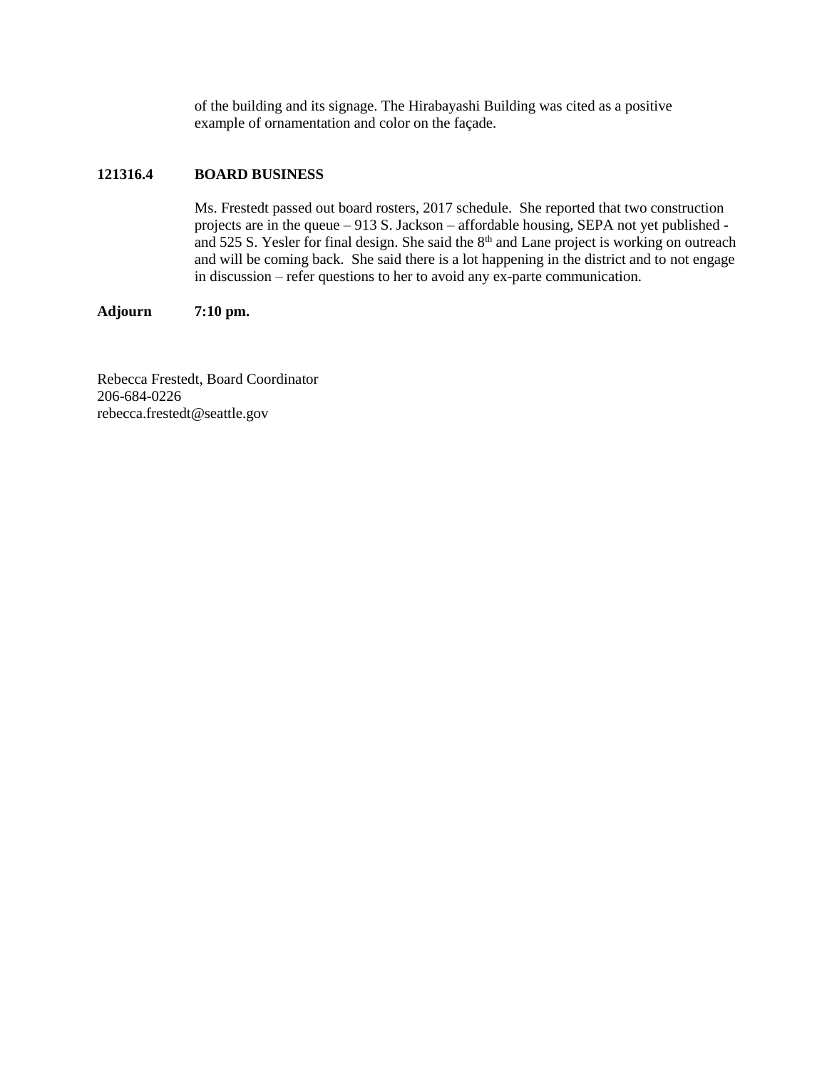of the building and its signage. The Hirabayashi Building was cited as a positive example of ornamentation and color on the façade.

**121316.4 BOARD BUSINESS**

Ms. Frestedt passed out board rosters, 2017 schedule. She reported that two construction projects are in the queue – 913 S. Jackson – affordable housing, SEPA not yet published - and 525 S. Yesler for final design. She said the 8th and Lane project is working on outreach and will be coming back. She said there is a lot happening in the district and to not engage in discussion – refer questions to her to avoid any ex-parte communication.

**Adjourn 7:10 pm.**

Rebecca Frestedt, Board Coordinator
206-684-0226
rebecca.frestedt@seattle.gov